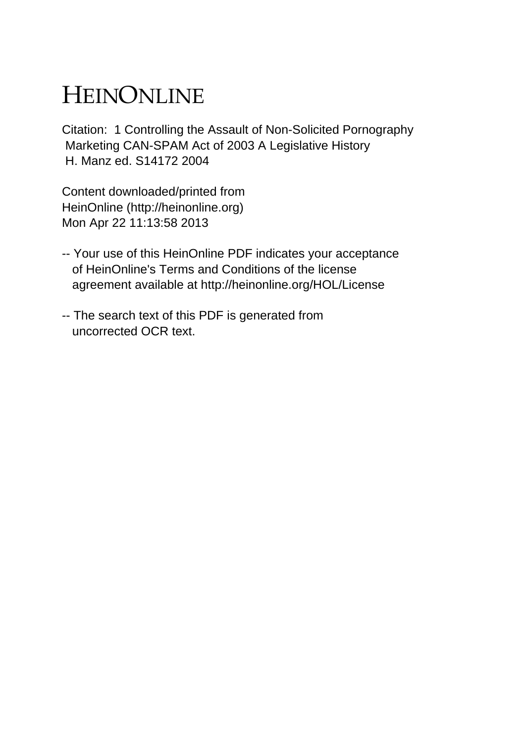# HEINONLINE

Citation: 1 Controlling the Assault of Non-Solicited Pornography Marketing CAN-SPAM Act of 2003 A Legislative History H. Manz ed. S14172 2004

Content downloaded/printed from HeinOnline (http://heinonline.org) Mon Apr 22 11:13:58 2013

-- Your use of this HeinOnline PDF indicates your acceptance of HeinOnline's Terms and Conditions of the license agreement available at http://heinonline.org/HOL/License

-- The search text of this PDF is generated from uncorrected OCR text.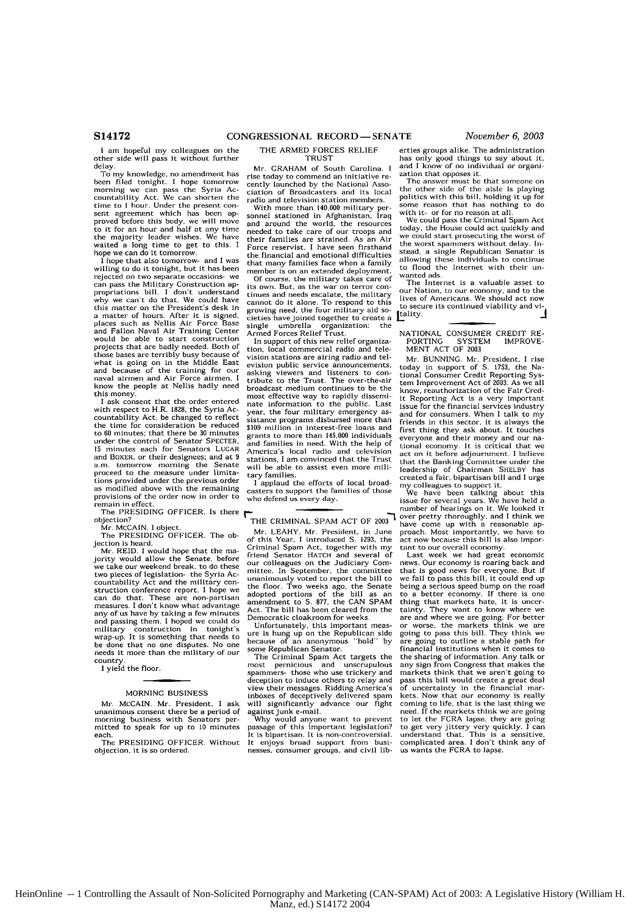I am hopeful my colleagues on the other side will pass it without further delay.

To my knowledge, no amendment has been filed tonight. I hope tomorrow morning we can pass the Syria Accountability Act. We can shorten the time to 1 hour. Under the present consent agreement which has been approved before this body, we will move to it for an hour and half at any time the majority leader wishes. We have waited a long time to get to this. I hope we can do it tomorrow.

I hope that also tomorrow- and I was willing to do it tonight, but it has been rejected on two separate occasions- we can pass the Military Construction appropriations bill. I don't understand why we can't do that. We could have this matter on the President's desk in a matter of hours. After it is signed, places such as Nellis Air Force Base and Fallon Naval Air Training Center would be able to start construction projects that are badly needed. Both of those bases are terribly busy because of what is going on in the Middle East and because of the training for our naval airmen and Air Force airmen. I know the people at Nellis badly need this money.

I ask consent that the order entered with respect to H.R. 1828, the Syria Accountability Act, be changed to reflect the time for consideration be reduced to 60 minutes; that there be 30 minutes under the control of Senator SPECTER, 15 minutes each for Senators LUGAR and BOXER, or their designees; and at 9 a.m. tomorrow morning the Senate proceed to the measure under limitations provided under the previous order as modified above with the remaining provisions of the order now in order to remain in effect.

The PRESIDING OFFICER. Is there objection?

Mr. McCAIN. I object.

The PRESIDING OFFICER. The objection is heard.

Mr. REID. I would hope that the majority would allow the Senate, before we take our weekend break, to do these two pieces of legislation- the Syria Accountability Act and the military construction conference report. I hope we can do that. These are non-partisan measures. I don't know what advantage any of us have by taking a few minutes and passing them. I hoped we could do military construction in tonight's wrap-up. It is something that needs to be done that no one disputes. No one needs it more than the military of our country.

I yield the floor.

## MORNING BUSINESS

Mr. McCAIN. Mr. President, I ask unanimous consent there be a period of morning business with Senators permitted to speak for up to 10 minutes each.

The PRESIDING OFFICER. Without objection, it is so ordered.

## THE ARMED FORCES RELIEF TRUST

Mr. GRAHAM of South Carolina. I rise today to commend an initiative recently launched by the National Association of Broadcasters and its local radio and television station members.

With more than 140,000 military personnel stationed in Afghanistan, Iraq and around the world, the resources needed to take care of our troops and their families are strained. As an Air Force reservist, I have seen firsthand the financial and emotional difficulties that many families face when a family member is on an extended deployment.

Of course, the military takes care of its own. But, as the war on terror continues and needs escalate, the military cannot do it alone. To respond to this growing need, the four military aid societies have joined together to create a single umbrella organization: the Armed Forces Relief Trust.

In support of this new relief organization, local commercial radio and television stations are airing radio and television public service announcements, asking viewers and listeners to contribute to the Trust. The over-the-air broadcast medium continues to be the most effective way to rapidly disseminate information to the public. Last year, the four military emergency assistance programs disbursed more than $109 million in interest-free loans and grants to more than 145,000 individuals and families in need. With the help of America's local radio and television stations, I am convinced that the Trust will be able to assist even more military families.

I applaud the efforts of local broadcasters to support the families of those who defend us every day.

## THE CRIMINAL SPAM ACT OF 2003

Mr. LEAHY. Mr. President, in June of this Year, I introduced S. 1293, the Criminal Spam Act, together with my friend Senator HATCH and several of our colleagues on the Judiciary Committee. In September, the committee unanimously voted to report the bill to the floor. Two weeks ago, the Senate adopted portions of the bill as an amendment to S. 877, the CAN SPAM Act. The bill has been cleared from the Democratic cloakroom for weeks.

Unfortunately, this important measure is hung up on the Republican side because of an anonymous "hold" by some Republican Senator.

The Criminal Spam Act targets the most pernicious and unscrupulous spammers- those who use trickery and deception to induce others to relay and view their messages. Ridding America's inboxes of deceptively delivered spam will significantly advance our fight against junk e-mail.

Why would anyone want to prevent passage of this important legislation? It is bipartisan. It is non-controversial. It enjoys broad support from businesses, consumer groups, and civil liberties groups alike. The administration has only good things to say about it, and I know of no individual or organization that opposes it.

The answer must be that someone on the other side of the aisle is playing politics with this bill, holding it up for some reason that has nothing to do with it- or for no reason at all.

We could pass the Criminal Spam Act today, the House could act quickly and we could start prosecuting the worst of the worst spammers without delay. Instead, a single Republican Senator is allowing these individuals to continue to flood the Internet with their unwanted ads.

The Internet is a valuable asset to our Nation, to our economy, and to the lives of Americans. We should act now to secure its continued viability and vitality.

## NATIONAL CONSUMER CREDIT REPORTING SYSTEM IMPROVEMENT ACT OF 2003

Mr. BUNNING. Mr. President, I rise today in support of S. 1753, the National Consumer Credit Reporting System Improvement Act of 2003. As we all know, reauthorization of the Fair Credit Reporting Act is a very important issue for the financial services industry and for consumers. When I talk to my friends in this sector, it is always the first thing they ask about. It touches everyone and their money and our national economy. It is critical that we act on it before adjournment. I believe that the Banking Committee under the leadership of Chairman SHELBY has created a fair, bipartisan bill and I urge my colleagues to support it.

We have been talking about this issue for several years. We have held a number of hearings on it. We looked it over pretty thoroughly, and I think we have come up with a reasonable approach. Most importantly, we have to act now because this bill is also important to our overall economy.

Last week we had great economic news. Our economy is roaring back and that is good news for everyone. But if we fail to pass this bill, it could end up being a serious speed bump on the road to a better economy. If there is one thing that markets hate, it is uncertainty. They want to know where we are and where we are going. For better or worse, the markets think we are going to pass this bill. They think we are going to outline a stable path for financial institutions when it comes to the sharing of information. Any talk or any sign from Congress that makes the markets think that we aren't going to pass this bill would create a great deal of uncertainty in the financial markets. Now that our economy is really coming to life, that is the last thing we need. If the markets think we are going to let the FCRA lapse, they are going to get very jittery very quickly. I can understand that. This is a sensitive, complicated area. I don't think any of us wants the FCRA to lapse.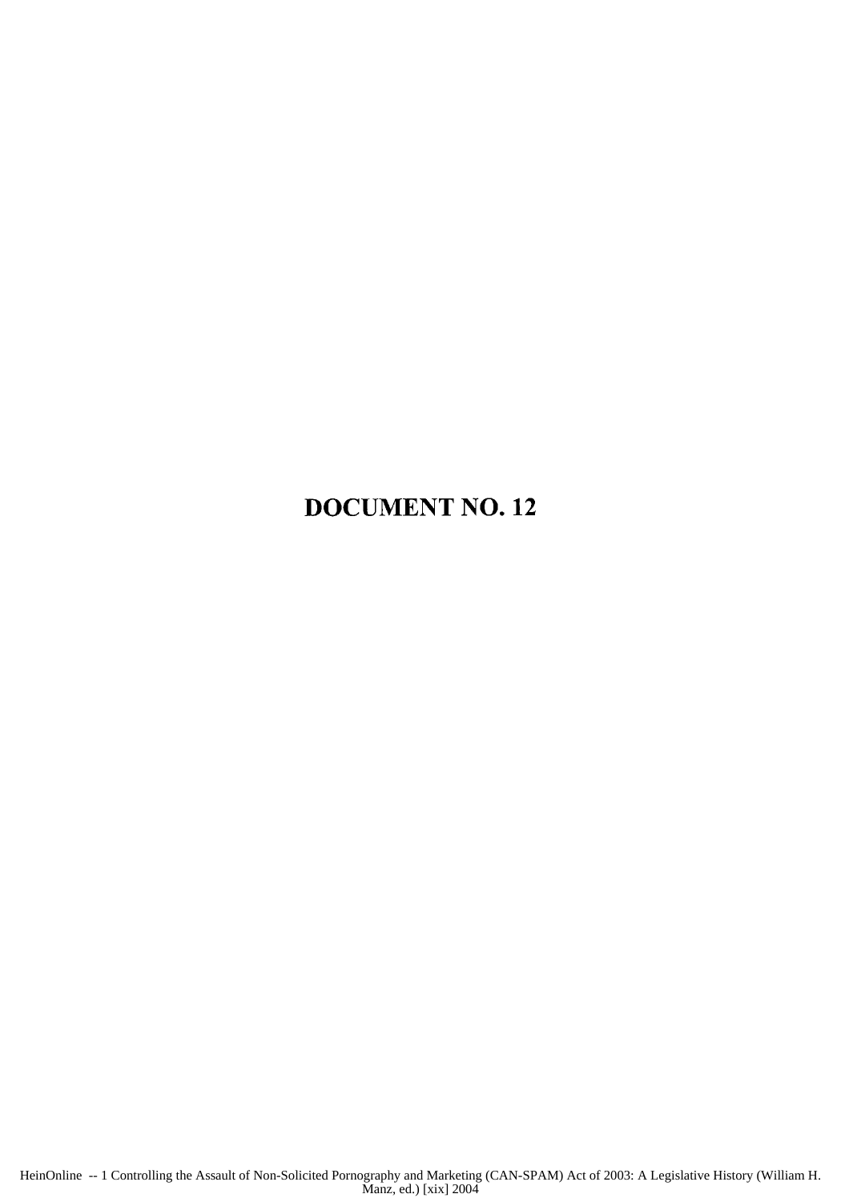# DOCUMENT NO. 12